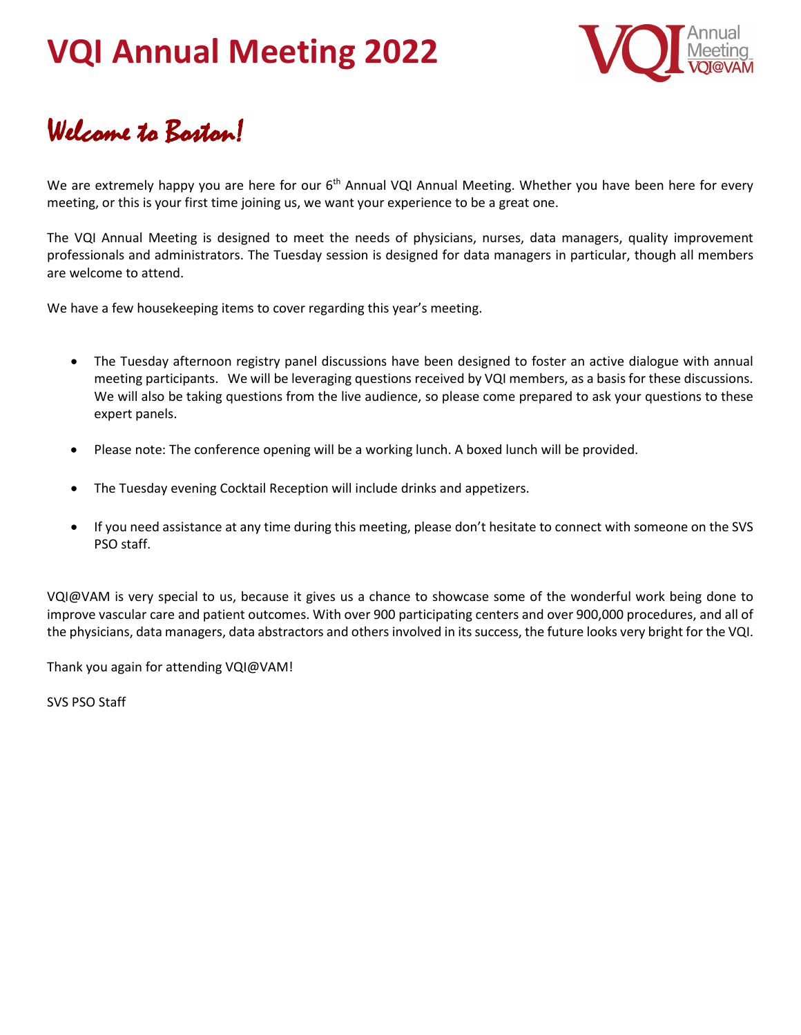# VQI Annual Meeting 2022

## *Welcome to Boston!*

We are extremely happy you are here for our 6th Annual VQI Annual Meeting. Whether you have been here for every meeting, or this is your first time joining us, we want your experience to be a great one.

The VQI Annual Meeting is designed to meet the needs of physicians, nurses, data managers, quality improvement professionals and administrators. The Tuesday session is designed for data managers in particular, though all members are welcome to attend.

We have a few housekeeping items to cover regarding this year's meeting.

- The Tuesday afternoon registry panel discussions have been designed to foster an active dialogue with annual meeting participants. We will be leveraging questions received by VQI members, as a basis for these discussions. We will also be taking questions from the live audience, so please come prepared to ask your questions to these expert panels.
- Please note: The conference opening will be a working lunch. A boxed lunch will be provided.
- The Tuesday evening Cocktail Reception will include drinks and appetizers.
- If you need assistance at any time during this meeting, please don't hesitate to connect with someone on the SVS PSO staff.

VQI@VAM is very special to us, because it gives us a chance to showcase some of the wonderful work being done to improve vascular care and patient outcomes. With over 900 participating centers and over 900,000 procedures, and all of the physicians, data managers, data abstractors and others involved in its success, the future looks very bright for the VQI.

Thank you again for attending VQI@VAM!

SVS PSO Staff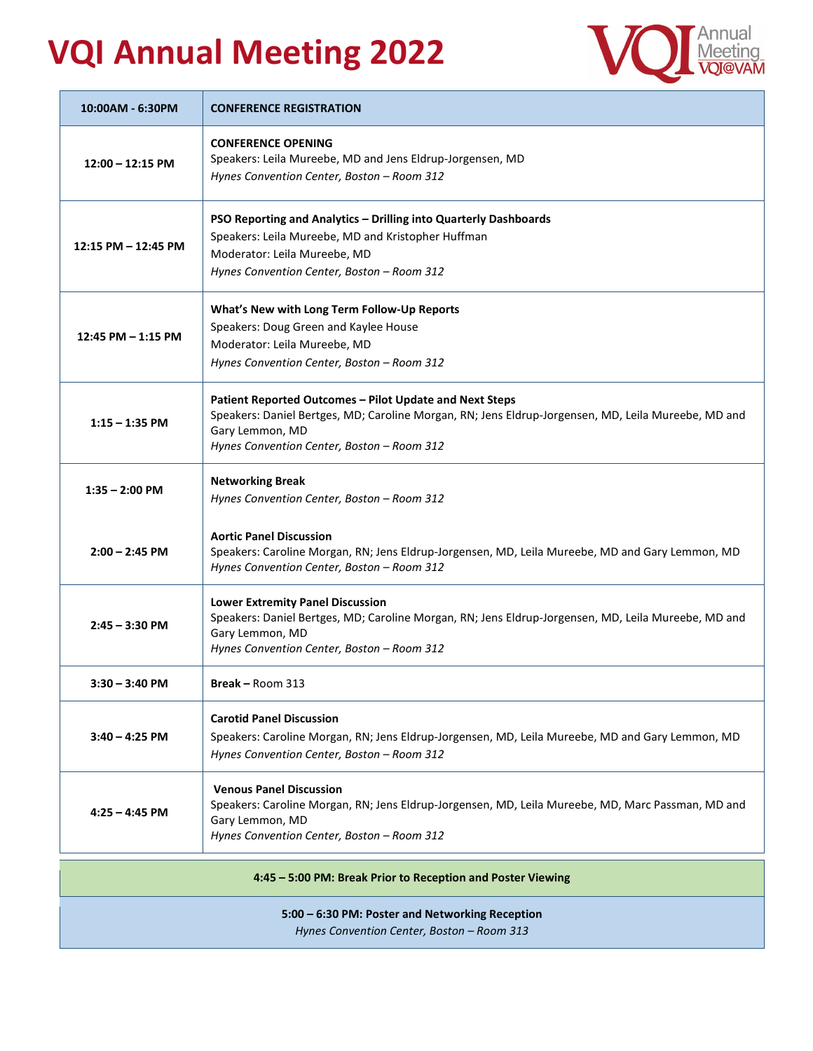# VQI Annual Meeting 2022

| 10:00AM - 6:30PM | CONFERENCE REGISTRATION |
|---|---|
| 12:00 – 12:15 PM | **CONFERENCE OPENING**<br>Speakers: Leila Mureebe, MD and Jens Eldrup-Jorgensen, MD<br>*Hynes Convention Center, Boston – Room 312* |
| 12:15 PM – 12:45 PM | **PSO Reporting and Analytics – Drilling into Quarterly Dashboards**<br>Speakers: Leila Mureebe, MD and Kristopher Huffman<br>Moderator: Leila Mureebe, MD<br>*Hynes Convention Center, Boston – Room 312* |
| 12:45 PM – 1:15 PM | **What's New with Long Term Follow-Up Reports**<br>Speakers: Doug Green and Kaylee House<br>Moderator: Leila Mureebe, MD<br>*Hynes Convention Center, Boston – Room 312* |
| 1:15 – 1:35 PM | **Patient Reported Outcomes – Pilot Update and Next Steps**<br>Speakers: Daniel Bertges, MD; Caroline Morgan, RN; Jens Eldrup-Jorgensen, MD, Leila Mureebe, MD and Gary Lemmon, MD<br>*Hynes Convention Center, Boston – Room 312* |
| 1:35 – 2:00 PM | **Networking Break**<br>*Hynes Convention Center, Boston – Room 312* |
| 2:00 – 2:45 PM | **Aortic Panel Discussion**<br>Speakers: Caroline Morgan, RN; Jens Eldrup-Jorgensen, MD, Leila Mureebe, MD and Gary Lemmon, MD<br>*Hynes Convention Center, Boston – Room 312* |
| 2:45 – 3:30 PM | **Lower Extremity Panel Discussion**<br>Speakers: Daniel Bertges, MD; Caroline Morgan, RN; Jens Eldrup-Jorgensen, MD, Leila Mureebe, MD and Gary Lemmon, MD<br>*Hynes Convention Center, Boston – Room 312* |
| 3:30 – 3:40 PM | **Break –** Room 313 |
| 3:40 – 4:25 PM | **Carotid Panel Discussion**<br>Speakers: Caroline Morgan, RN; Jens Eldrup-Jorgensen, MD, Leila Mureebe, MD and Gary Lemmon, MD<br>*Hynes Convention Center, Boston – Room 312* |
| 4:25 – 4:45 PM | **Venous Panel Discussion**<br>Speakers: Caroline Morgan, RN; Jens Eldrup-Jorgensen, MD, Leila Mureebe, MD, Marc Passman, MD and Gary Lemmon, MD<br>*Hynes Convention Center, Boston – Room 312* |

**4:45 – 5:00 PM: Break Prior to Reception and Poster Viewing**

**5:00 – 6:30 PM: Poster and Networking Reception**
*Hynes Convention Center, Boston – Room 313*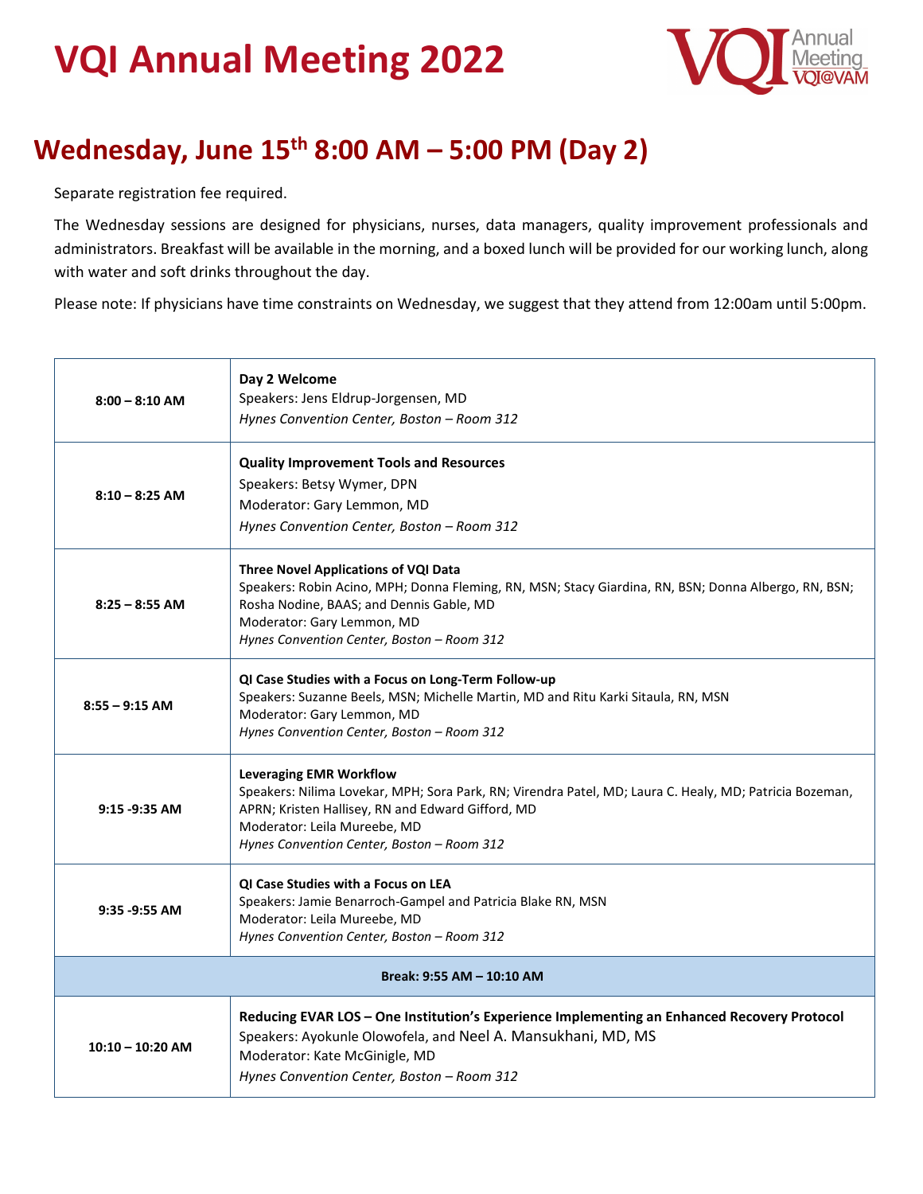# VQI Annual Meeting 2022

## Wednesday, June 15th 8:00 AM – 5:00 PM (Day 2)

Separate registration fee required.

The Wednesday sessions are designed for physicians, nurses, data managers, quality improvement professionals and administrators. Breakfast will be available in the morning, and a boxed lunch will be provided for our working lunch, along with water and soft drinks throughout the day.

Please note: If physicians have time constraints on Wednesday, we suggest that they attend from 12:00am until 5:00pm.

| Time | Session |
|---|---|
| **8:00 – 8:10 AM** | **Day 2 Welcome**<br>Speakers: Jens Eldrup-Jorgensen, MD<br>*Hynes Convention Center, Boston – Room 312* |
| **8:10 – 8:25 AM** | **Quality Improvement Tools and Resources**<br>Speakers: Betsy Wymer, DPN<br>Moderator: Gary Lemmon, MD<br>*Hynes Convention Center, Boston – Room 312* |
| **8:25 – 8:55 AM** | **Three Novel Applications of VQI Data**<br>Speakers: Robin Acino, MPH; Donna Fleming, RN, MSN; Stacy Giardina, RN, BSN; Donna Albergo, RN, BSN; Rosha Nodine, BAAS; and Dennis Gable, MD<br>Moderator: Gary Lemmon, MD<br>*Hynes Convention Center, Boston – Room 312* |
| **8:55 – 9:15 AM** | **QI Case Studies with a Focus on Long-Term Follow-up**<br>Speakers: Suzanne Beels, MSN; Michelle Martin, MD and Ritu Karki Sitaula, RN, MSN<br>Moderator: Gary Lemmon, MD<br>*Hynes Convention Center, Boston – Room 312* |
| **9:15 -9:35 AM** | **Leveraging EMR Workflow**<br>Speakers: Nilima Lovekar, MPH; Sora Park, RN; Virendra Patel, MD; Laura C. Healy, MD; Patricia Bozeman, APRN; Kristen Hallisey, RN and Edward Gifford, MD<br>Moderator: Leila Mureebe, MD<br>*Hynes Convention Center, Boston – Room 312* |
| **9:35 -9:55 AM** | **QI Case Studies with a Focus on LEA**<br>Speakers: Jamie Benarroch-Gampel and Patricia Blake RN, MSN<br>Moderator: Leila Mureebe, MD<br>*Hynes Convention Center, Boston – Room 312* |
| **Break: 9:55 AM – 10:10 AM** | |
| **10:10 – 10:20 AM** | **Reducing EVAR LOS – One Institution's Experience Implementing an Enhanced Recovery Protocol**<br>Speakers: Ayokunle Olowofela, and Neel A. Mansukhani, MD, MS<br>Moderator: Kate McGinigle, MD<br>*Hynes Convention Center, Boston – Room 312* |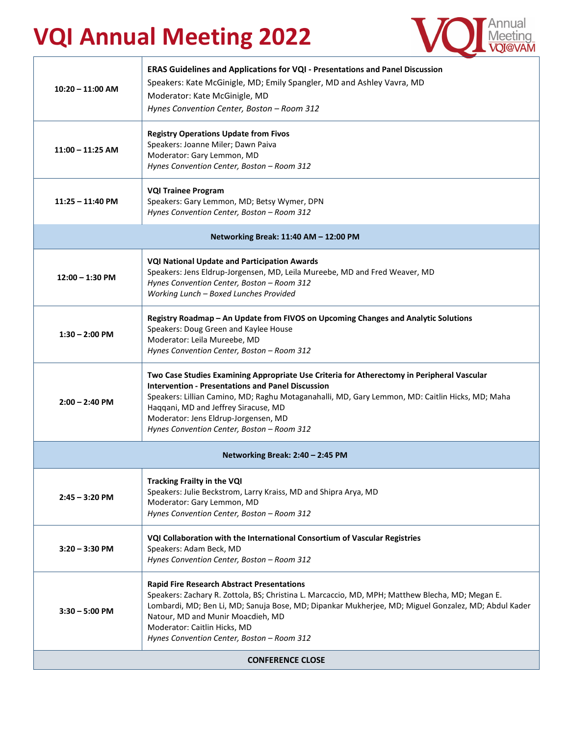# VQI Annual Meeting 2022

Annual Meeting VQI@VAM

| | |
|---|---|
| **10:20 – 11:00 AM** | **ERAS Guidelines and Applications for VQI - Presentations and Panel Discussion**<br>Speakers: Kate McGinigle, MD; Emily Spangler, MD and Ashley Vavra, MD<br>Moderator: Kate McGinigle, MD<br>*Hynes Convention Center, Boston – Room 312* |
| **11:00 – 11:25 AM** | **Registry Operations Update from Fivos**<br>Speakers: Joanne Miler; Dawn Paiva<br>Moderator: Gary Lemmon, MD<br>*Hynes Convention Center, Boston – Room 312* |
| **11:25 – 11:40 PM** | **VQI Trainee Program**<br>Speakers: Gary Lemmon, MD; Betsy Wymer, DPN<br>*Hynes Convention Center, Boston – Room 312* |
| **Networking Break: 11:40 AM – 12:00 PM** | |
| **12:00 – 1:30 PM** | **VQI National Update and Participation Awards**<br>Speakers: Jens Eldrup-Jorgensen, MD, Leila Mureebe, MD and Fred Weaver, MD<br>*Hynes Convention Center, Boston – Room 312*<br>*Working Lunch – Boxed Lunches Provided* |
| **1:30 – 2:00 PM** | **Registry Roadmap – An Update from FIVOS on Upcoming Changes and Analytic Solutions**<br>Speakers: Doug Green and Kaylee House<br>Moderator: Leila Mureebe, MD<br>*Hynes Convention Center, Boston – Room 312* |
| **2:00 – 2:40 PM** | **Two Case Studies Examining Appropriate Use Criteria for Atherectomy in Peripheral Vascular Intervention - Presentations and Panel Discussion**<br>Speakers: Lillian Camino, MD; Raghu Motaganahalli, MD, Gary Lemmon, MD: Caitlin Hicks, MD; Maha Haqqani, MD and Jeffrey Siracuse, MD<br>Moderator: Jens Eldrup-Jorgensen, MD<br>*Hynes Convention Center, Boston – Room 312* |
| **Networking Break: 2:40 – 2:45 PM** | |
| **2:45 – 3:20 PM** | **Tracking Frailty in the VQI**<br>Speakers: Julie Beckstrom, Larry Kraiss, MD and Shipra Arya, MD<br>Moderator: Gary Lemmon, MD<br>*Hynes Convention Center, Boston – Room 312* |
| **3:20 – 3:30 PM** | **VQI Collaboration with the International Consortium of Vascular Registries**<br>Speakers: Adam Beck, MD<br>*Hynes Convention Center, Boston – Room 312* |
| **3:30 – 5:00 PM** | **Rapid Fire Research Abstract Presentations**<br>Speakers: Zachary R. Zottola, BS; Christina L. Marcaccio, MD, MPH; Matthew Blecha, MD; Megan E. Lombardi, MD; Ben Li, MD; Sanuja Bose, MD; Dipankar Mukherjee, MD; Miguel Gonzalez, MD; Abdul Kader Natour, MD and Munir Moacdieh, MD<br>Moderator: Caitlin Hicks, MD<br>*Hynes Convention Center, Boston – Room 312* |
| **CONFERENCE CLOSE** | |